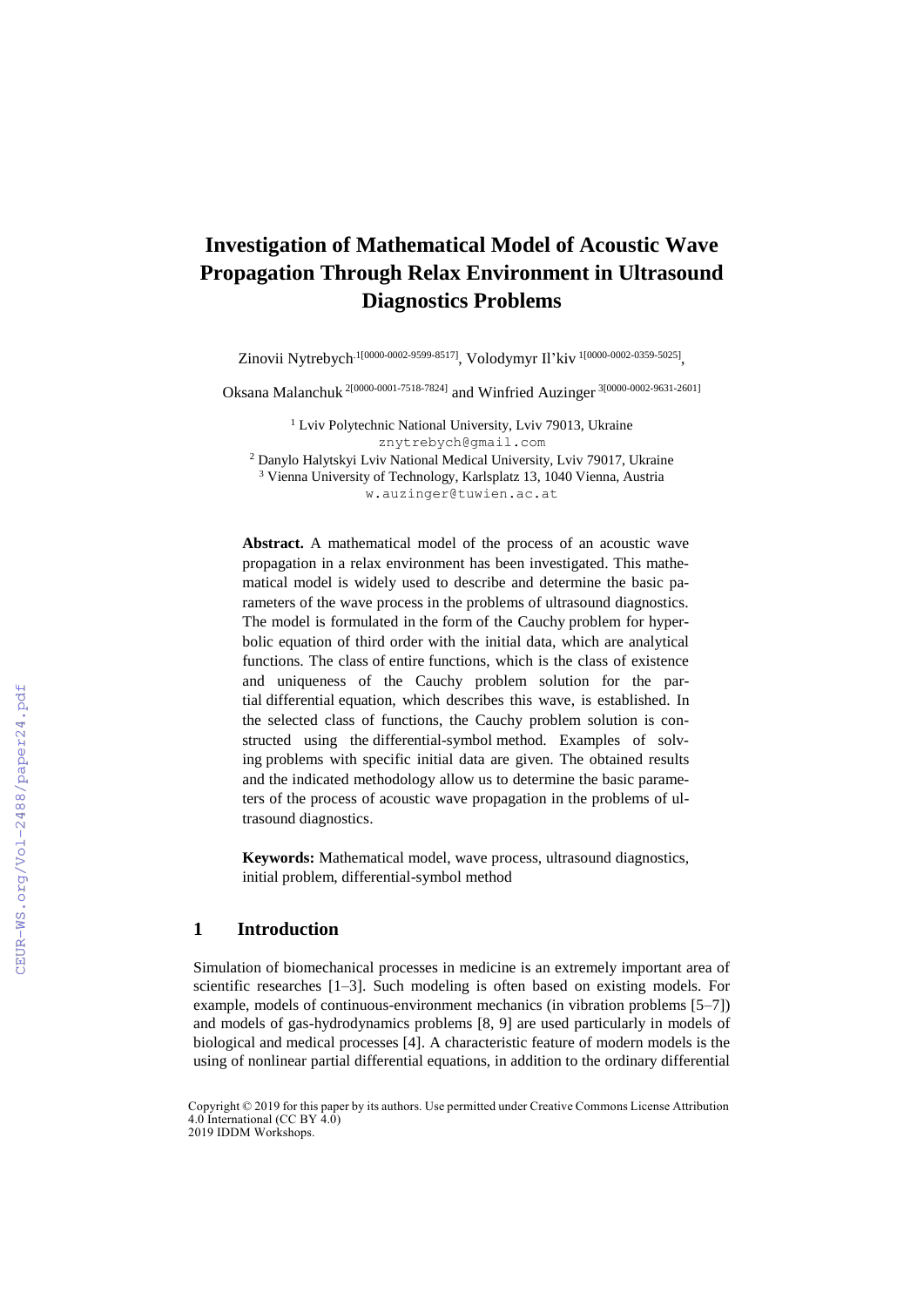# Investigation of Mathematical Model of Acoustic Wave Propagation Through Relax Environment in Ultrasound Diagnostics Problems

Zinovii Nytrebych[1[0000-0002-9599-8517]], Volodymyr Il'kiv [1[0000-0002-0359-5025]],

Oksana Malanchuk [2[0000-0001-7518-7824]] and Winfried Auzinger [3[0000-0002-9631-2601]]

[1] Lviv Polytechnic National University, Lviv 79013, Ukraine
znytrebych@gmail.com
[2] Danylo Halytskyi Lviv National Medical University, Lviv 79017, Ukraine
[3] Vienna University of Technology, Karlsplatz 13, 1040 Vienna, Austria
w.auzinger@tuwien.ac.at

**Abstract.** A mathematical model of the process of an acoustic wave propagation in a relax environment has been investigated. This mathematical model is widely used to describe and determine the basic parameters of the wave process in the problems of ultrasound diagnostics. The model is formulated in the form of the Cauchy problem for hyperbolic equation of third order with the initial data, which are analytical functions. The class of entire functions, which is the class of existence and uniqueness of the Cauchy problem solution for the partial differential equation, which describes this wave, is established. In the selected class of functions, the Cauchy problem solution is constructed using the differential-symbol method. Examples of solving problems with specific initial data are given. The obtained results and the indicated methodology allow us to determine the basic parameters of the process of acoustic wave propagation in the problems of ultrasound diagnostics.

**Keywords:** Mathematical model, wave process, ultrasound diagnostics, initial problem, differential-symbol method

## 1 Introduction

Simulation of biomechanical processes in medicine is an extremely important area of scientific researches [1–3]. Such modeling is often based on existing models. For example, models of continuous-environment mechanics (in vibration problems [5–7]) and models of gas-hydrodynamics problems [8, 9] are used particularly in models of biological and medical processes [4]. A characteristic feature of modern models is the using of nonlinear partial differential equations, in addition to the ordinary differential

Copyright © 2019 for this paper by its authors. Use permitted under Creative Commons License Attribution 4.0 International (CC BY 4.0)
2019 IDDM Workshops.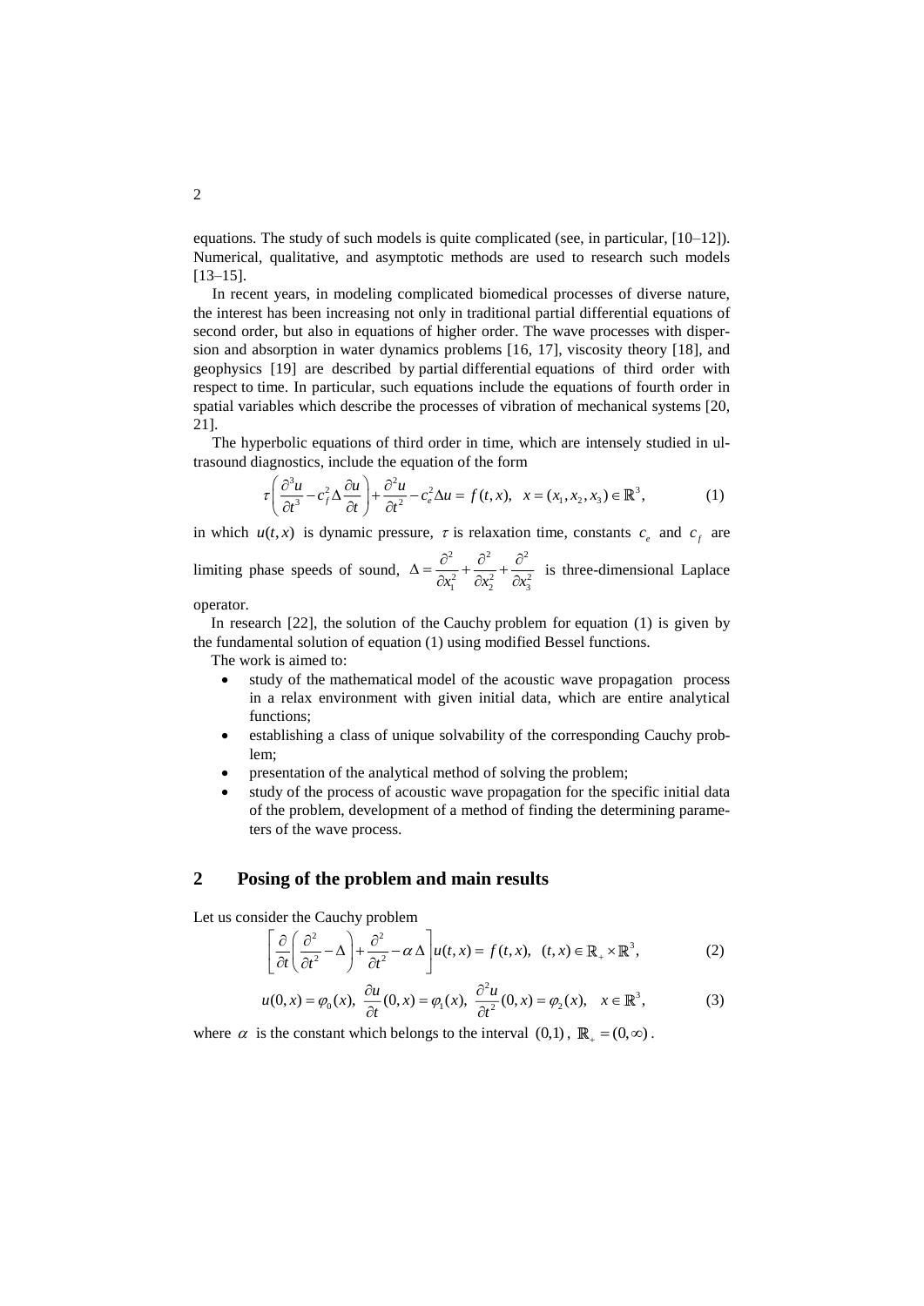equations. The study of such models is quite complicated (see, in particular, [10–12]). Numerical, qualitative, and asymptotic methods are used to research such models [13–15].

In recent years, in modeling complicated biomedical processes of diverse nature, the interest has been increasing not only in traditional partial differential equations of second order, but also in equations of higher order. The wave processes with dispersion and absorption in water dynamics problems [16, 17], viscosity theory [18], and geophysics [19] are described by partial differential equations of third order with respect to time. In particular, such equations include the equations of fourth order in spatial variables which describe the processes of vibration of mechanical systems [20, 21].

The hyperbolic equations of third order in time, which are intensely studied in ultrasound diagnostics, include the equation of the form

$$\tau\left(\frac{\partial^3 u}{\partial t^3} - c_f^2 \Delta \frac{\partial u}{\partial t}\right) + \frac{\partial^2 u}{\partial t^2} - c_e^2 \Delta u = f(t,x), \quad x = (x_1, x_2, x_3) \in \mathbb{R}^3, \tag{1}$$

in which $u(t,x)$ is dynamic pressure, $\tau$ is relaxation time, constants $c_e$ and $c_f$ are limiting phase speeds of sound, $\Delta = \frac{\partial^2}{\partial x_1^2} + \frac{\partial^2}{\partial x_2^2} + \frac{\partial^2}{\partial x_3^2}$ is three-dimensional Laplace operator.

In research [22], the solution of the Cauchy problem for equation (1) is given by the fundamental solution of equation (1) using modified Bessel functions.

The work is aimed to:

- study of the mathematical model of the acoustic wave propagation process in a relax environment with given initial data, which are entire analytical functions;
- establishing a class of unique solvability of the corresponding Cauchy problem;
- presentation of the analytical method of solving the problem;
- study of the process of acoustic wave propagation for the specific initial data of the problem, development of a method of finding the determining parameters of the wave process.

## 2 Posing of the problem and main results

Let us consider the Cauchy problem

$$\left[\frac{\partial}{\partial t}\left(\frac{\partial^2}{\partial t^2} - \Delta\right) + \frac{\partial^2}{\partial t^2} - \alpha \Delta\right] u(t,x) = f(t,x), \quad (t,x) \in \mathbb{R}_+ \times \mathbb{R}^3, \tag{2}$$

$$u(0,x) = \varphi_0(x), \; \frac{\partial u}{\partial t}(0,x) = \varphi_1(x), \; \frac{\partial^2 u}{\partial t^2}(0,x) = \varphi_2(x), \quad x \in \mathbb{R}^3, \tag{3}$$

where $\alpha$ is the constant which belongs to the interval $(0,1)$, $\mathbb{R}_+ = (0, \infty)$.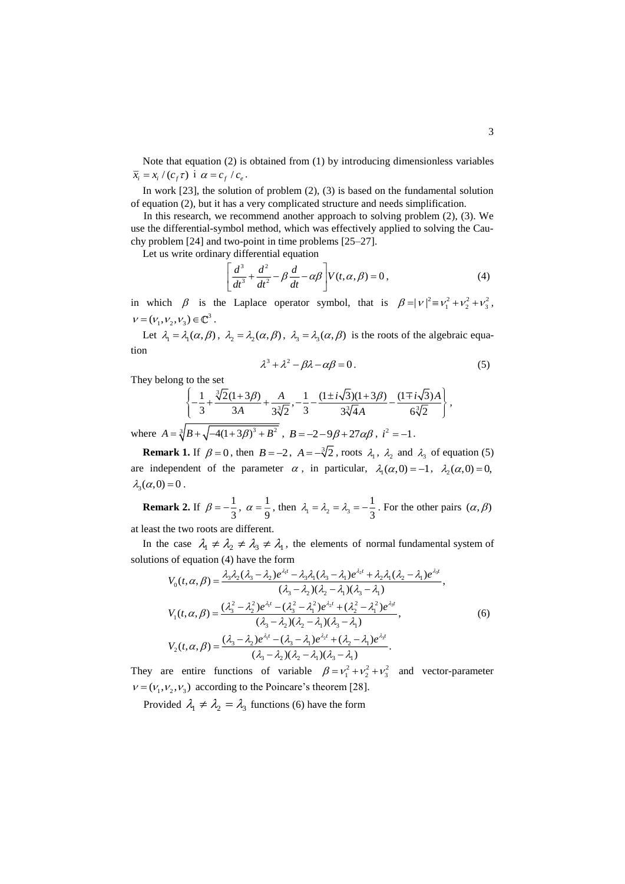Note that equation (2) is obtained from (1) by introducing dimensionless variables $\bar{x}_i = x_i / (c_f \tau)$ і $\alpha = c_f / c_e$.

In work [23], the solution of problem (2), (3) is based on the fundamental solution of equation (2), but it has a very complicated structure and needs simplification.

In this research, we recommend another approach to solving problem (2), (3). We use the differential-symbol method, which was effectively applied to solving the Cauchy problem [24] and two-point in time problems [25–27].

Let us write ordinary differential equation

$$\left[\frac{d^3}{dt^3} + \frac{d^2}{dt^2} - \beta \frac{d}{dt} - \alpha\beta\right] V(t, \alpha, \beta) = 0, \tag{4}$$

in which $\beta$ is the Laplace operator symbol, that is $\beta = |\nu|^2 \equiv \nu_1^2 + \nu_2^2 + \nu_3^2$, $\nu = (\nu_1, \nu_2, \nu_3) \in \mathbb{C}^3$.

Let $\lambda_1 = \lambda_1(\alpha, \beta)$, $\lambda_2 = \lambda_2(\alpha, \beta)$, $\lambda_3 = \lambda_3(\alpha, \beta)$ is the roots of the algebraic equation

$$\lambda^3 + \lambda^2 - \beta\lambda - \alpha\beta = 0. \tag{5}$$

They belong to the set

$$\left\{-\frac{1}{3} + \frac{\sqrt[3]{2}(1+3\beta)}{3A} + \frac{A}{3\sqrt[3]{2}}, -\frac{1}{3} - \frac{(1 \pm i\sqrt{3})(1+3\beta)}{3\sqrt[3]{4}A} - \frac{(1 \mp i\sqrt{3})A}{6\sqrt[3]{2}}\right\},$$

where $A = \sqrt[3]{B + \sqrt{-4(1+3\beta)^3 + B^2}}$, $B = -2 - 9\beta + 27\alpha\beta$, $i^2 = -1$.

**Remark 1.** If $\beta = 0$, then $B = -2$, $A = -\sqrt[3]{2}$, roots $\lambda_1$, $\lambda_2$ and $\lambda_3$ of equation (5) are independent of the parameter $\alpha$, in particular, $\lambda_1(\alpha, 0) = -1$, $\lambda_2(\alpha, 0) = 0$, $\lambda_3(\alpha, 0) = 0$.

**Remark 2.** If $\beta = -\frac{1}{3}$, $\alpha = \frac{1}{9}$, then $\lambda_1 = \lambda_2 = \lambda_3 = -\frac{1}{3}$. For the other pairs $(\alpha, \beta)$ at least the two roots are different.

In the case $\lambda_1 \neq \lambda_2 \neq \lambda_3 \neq \lambda_1$, the elements of normal fundamental system of solutions of equation (4) have the form

$$\begin{aligned}
V_0(t, \alpha, \beta) &= \frac{\lambda_3\lambda_2(\lambda_3 - \lambda_2)e^{\lambda_1 t} - \lambda_3\lambda_1(\lambda_3 - \lambda_1)e^{\lambda_2 t} + \lambda_2\lambda_1(\lambda_2 - \lambda_1)e^{\lambda_3 t}}{(\lambda_3 - \lambda_2)(\lambda_2 - \lambda_1)(\lambda_3 - \lambda_1)}, \\
V_1(t, \alpha, \beta) &= \frac{(\lambda_3^2 - \lambda_2^2)e^{\lambda_1 t} - (\lambda_3^2 - \lambda_1^2)e^{\lambda_2 t} + (\lambda_2^2 - \lambda_1^2)e^{\lambda_3 t}}{(\lambda_3 - \lambda_2)(\lambda_2 - \lambda_1)(\lambda_3 - \lambda_1)}, \\
V_2(t, \alpha, \beta) &= \frac{(\lambda_3 - \lambda_2)e^{\lambda_1 t} - (\lambda_3 - \lambda_1)e^{\lambda_2 t} + (\lambda_2 - \lambda_1)e^{\lambda_3 t}}{(\lambda_3 - \lambda_2)(\lambda_2 - \lambda_1)(\lambda_3 - \lambda_1)}.
\end{aligned} \tag{6}$$

They are entire functions of variable $\beta = \nu_1^2 + \nu_2^2 + \nu_3^2$ and vector-parameter $\nu = (\nu_1, \nu_2, \nu_3)$ according to the Poincare's theorem [28].

Provided $\lambda_1 \neq \lambda_2 = \lambda_3$ functions (6) have the form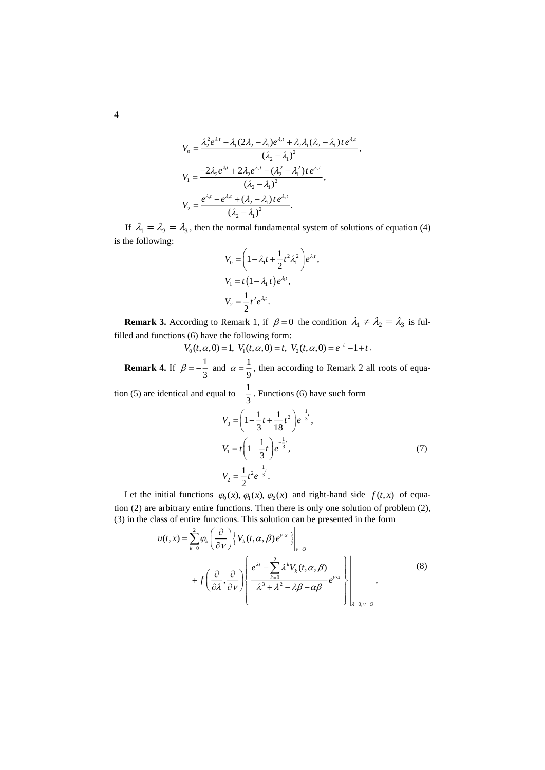$$V_0 = \frac{\lambda_2^2 e^{\lambda_1 t} - \lambda_1(2\lambda_2 - \lambda_1)e^{\lambda_2 t} + \lambda_2\lambda_1(\lambda_2 - \lambda_1)\, t\, e^{\lambda_2 t}}{(\lambda_2 - \lambda_1)^2},$$

$$V_1 = \frac{-2\lambda_2 e^{\lambda_1 t} + 2\lambda_2 e^{\lambda_2 t} - (\lambda_2^2 - \lambda_1^2)\, t\, e^{\lambda_2 t}}{(\lambda_2 - \lambda_1)^2},$$

$$V_2 = \frac{e^{\lambda_1 t} - e^{\lambda_2 t} + (\lambda_2 - \lambda_1)\, t\, e^{\lambda_2 t}}{(\lambda_2 - \lambda_1)^2}.$$

If $\lambda_1 = \lambda_2 = \lambda_3$, then the normal fundamental system of solutions of equation (4) is the following:

$$V_0 = \left(1 - \lambda_1 t + \frac{1}{2} t^2 \lambda_1^2\right) e^{\lambda_1 t},$$

$$V_1 = t\left(1 - \lambda_1 t\right) e^{\lambda_1 t},$$

$$V_2 = \frac{1}{2} t^2 e^{\lambda_1 t}.$$

**Remark 3.** According to Remark 1, if $\beta = 0$ the condition $\lambda_1 \neq \lambda_2 = \lambda_3$ is fulfilled and functions (6) have the following form:

$$V_0(t,\alpha,0) = 1,\; V_1(t,\alpha,0) = t,\; V_2(t,\alpha,0) = e^{-t} - 1 + t.$$

**Remark 4.** If $\beta = -\frac{1}{3}$ and $\alpha = \frac{1}{9}$, then according to Remark 2 all roots of equation (5) are identical and equal to $-\frac{1}{3}$. Functions (6) have such form

$$V_0 = \left(1 + \frac{1}{3} t + \frac{1}{18} t^2\right) e^{-\frac{1}{3} t},$$

$$V_1 = t\left(1 + \frac{1}{3} t\right) e^{-\frac{1}{3} t}, \tag{7}$$

$$V_2 = \frac{1}{2} t^2 e^{-\frac{1}{3} t}.$$

Let the initial functions $\varphi_0(x), \varphi_1(x), \varphi_2(x)$ and right-hand side $f(t,x)$ of equation (2) are arbitrary entire functions. Then there is only one solution of problem (2), (3) in the class of entire functions. This solution can be presented in the form

$$u(t,x) = \sum_{k=0}^{2} \varphi_k\left(\frac{\partial}{\partial \nu}\right)\left\{ V_k(t,\alpha,\beta) e^{\nu \cdot x} \right\}\Bigg|_{\nu = O} + f\left(\frac{\partial}{\partial \lambda}, \frac{\partial}{\partial \nu}\right)\left\{ \frac{e^{\lambda t} - \sum_{k=0}^{2} \lambda^k V_k(t,\alpha,\beta)}{\lambda^3 + \lambda^2 - \lambda\beta - \alpha\beta} e^{\nu \cdot x} \right\}\Bigg|_{\lambda = 0, \nu = O}, \tag{8}$$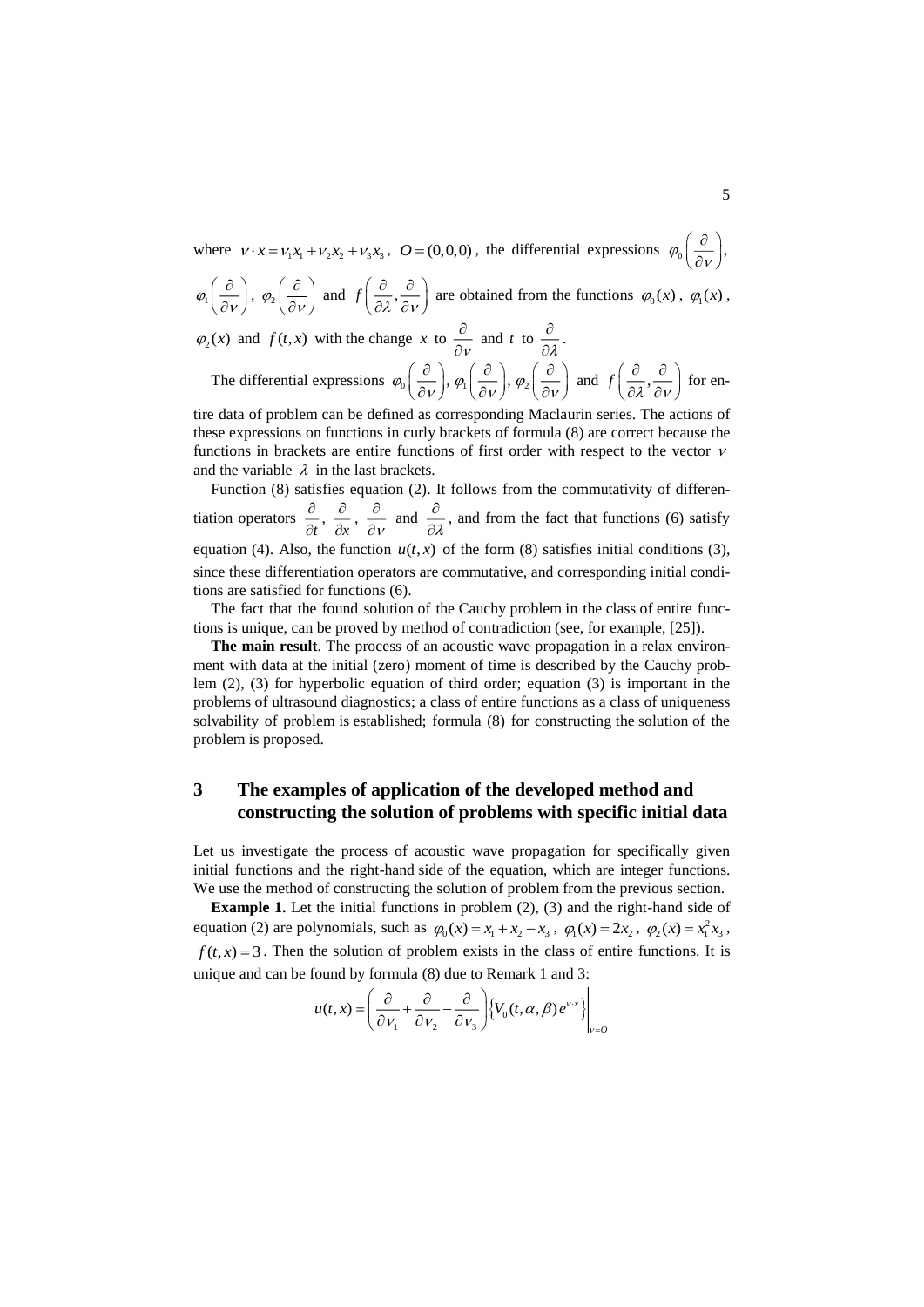where $\nu \cdot x = \nu_1 x_1 + \nu_2 x_2 + \nu_3 x_3$, $O = (0,0,0)$, the differential expressions $\varphi_0\left(\frac{\partial}{\partial \nu}\right)$, $\varphi_1\left(\frac{\partial}{\partial \nu}\right)$, $\varphi_2\left(\frac{\partial}{\partial \nu}\right)$ and $f\left(\frac{\partial}{\partial \lambda}, \frac{\partial}{\partial \nu}\right)$ are obtained from the functions $\varphi_0(x)$, $\varphi_1(x)$, $\varphi_2(x)$ and $f(t,x)$ with the change $x$ to $\frac{\partial}{\partial \nu}$ and $t$ to $\frac{\partial}{\partial \lambda}$.

The differential expressions $\varphi_0\left(\frac{\partial}{\partial \nu}\right)$, $\varphi_1\left(\frac{\partial}{\partial \nu}\right)$, $\varphi_2\left(\frac{\partial}{\partial \nu}\right)$ and $f\left(\frac{\partial}{\partial \lambda}, \frac{\partial}{\partial \nu}\right)$ for entire data of problem can be defined as corresponding Maclaurin series. The actions of these expressions on functions in curly brackets of formula (8) are correct because the functions in brackets are entire functions of first order with respect to the vector $\nu$ and the variable $\lambda$ in the last brackets.

Function (8) satisfies equation (2). It follows from the commutativity of differentiation operators $\frac{\partial}{\partial t}$, $\frac{\partial}{\partial x}$, $\frac{\partial}{\partial \nu}$ and $\frac{\partial}{\partial \lambda}$, and from the fact that functions (6) satisfy equation (4). Also, the function $u(t,x)$ of the form (8) satisfies initial conditions (3), since these differentiation operators are commutative, and corresponding initial conditions are satisfied for functions (6).

The fact that the found solution of the Cauchy problem in the class of entire functions is unique, can be proved by method of contradiction (see, for example, [25]).

**The main result**. The process of an acoustic wave propagation in a relax environment with data at the initial (zero) moment of time is described by the Cauchy problem (2), (3) for hyperbolic equation of third order; equation (3) is important in the problems of ultrasound diagnostics; a class of entire functions as a class of uniqueness solvability of problem is established; formula (8) for constructing the solution of the problem is proposed.

## 3 The examples of application of the developed method and constructing the solution of problems with specific initial data

Let us investigate the process of acoustic wave propagation for specifically given initial functions and the right-hand side of the equation, which are integer functions. We use the method of constructing the solution of problem from the previous section.

**Example 1.** Let the initial functions in problem (2), (3) and the right-hand side of equation (2) are polynomials, such as $\varphi_0(x) = x_1 + x_2 - x_3$, $\varphi_1(x) = 2x_2$, $\varphi_2(x) = x_1^2 x_3$, $f(t,x) = 3$. Then the solution of problem exists in the class of entire functions. It is unique and can be found by formula (8) due to Remark 1 and 3:

$$u(t,x) = \left(\frac{\partial}{\partial \nu_1} + \frac{\partial}{\partial \nu_2} - \frac{\partial}{\partial \nu_3}\right)\left\{V_0(t,\alpha,\beta)e^{\nu \cdot x}\right\}\Bigg|_{\nu=O}$$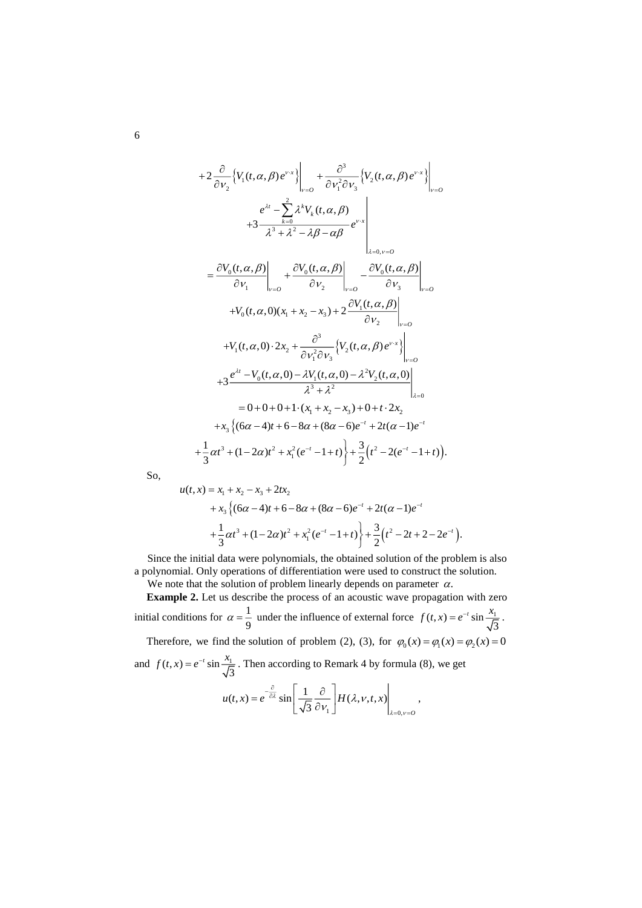$$
+2\frac{\partial}{\partial \nu_2}\left\{V_1(t,\alpha,\beta)e^{\nu\cdot x}\right\}\bigg|_{\nu=O}+\frac{\partial^3}{\partial \nu_1^2\partial \nu_3}\left\{V_2(t,\alpha,\beta)e^{\nu\cdot x}\right\}\bigg|_{\nu=O}
$$

$$
+3\frac{e^{\lambda t}-\sum_{k=0}^{2}\lambda^k V_k(t,\alpha,\beta)}{\lambda^3+\lambda^2-\lambda\beta-\alpha\beta}e^{\nu\cdot x}\Bigg|_{\lambda=0,\nu=O}
$$

$$
=\frac{\partial V_0(t,\alpha,\beta)}{\partial \nu_1}\bigg|_{\nu=O}+\frac{\partial V_0(t,\alpha,\beta)}{\partial \nu_2}\bigg|_{\nu=O}-\frac{\partial V_0(t,\alpha,\beta)}{\partial \nu_3}\bigg|_{\nu=O}
$$

$$
+V_0(t,\alpha,0)(x_1+x_2-x_3)+2\frac{\partial V_1(t,\alpha,\beta)}{\partial \nu_2}\bigg|_{\nu=O}
$$

$$
+V_1(t,\alpha,0)\cdot 2x_2+\frac{\partial^3}{\partial \nu_1^2\partial \nu_3}\left\{V_2(t,\alpha,\beta)e^{\nu\cdot x}\right\}\bigg|_{\nu=O}
$$

$$
+3\frac{e^{\lambda t}-V_0(t,\alpha,0)-\lambda V_1(t,\alpha,0)-\lambda^2 V_2(t,\alpha,0)}{\lambda^3+\lambda^2}\bigg|_{\lambda=0}
$$

$$
=0+0+0+1\cdot(x_1+x_2-x_3)+0+t\cdot 2x_2
$$

$$
+x_3\left\{(6\alpha-4)t+6-8\alpha+(8\alpha-6)e^{-t}+2t(\alpha-1)e^{-t}\right.
$$

$$
\left.+\frac{1}{3}\alpha t^3+(1-2\alpha)t^2+x_1^2(e^{-t}-1+t)\right\}+\frac{3}{2}\left(t^2-2(e^{-t}-1+t)\right).
$$

So,

$$
u(t,x)=x_1+x_2-x_3+2tx_2
$$

$$
+x_3\left\{(6\alpha-4)t+6-8\alpha+(8\alpha-6)e^{-t}+2t(\alpha-1)e^{-t}\right.
$$

$$
\left.+\frac{1}{3}\alpha t^3+(1-2\alpha)t^2+x_1^2(e^{-t}-1+t)\right\}+\frac{3}{2}\left(t^2-2t+2-2e^{-t}\right).
$$

Since the initial data were polynomials, the obtained solution of the problem is also a polynomial. Only operations of differentiation were used to construct the solution.

We note that the solution of problem linearly depends on parameter $\alpha$.

**Example 2.** Let us describe the process of an acoustic wave propagation with zero initial conditions for $\alpha=\frac{1}{9}$ under the influence of external force $f(t,x)=e^{-t}\sin\frac{x_1}{\sqrt{3}}$.

Therefore, we find the solution of problem (2), (3), for $\varphi_0(x)=\varphi_1(x)=\varphi_2(x)=0$ and $f(t,x)=e^{-t}\sin\frac{x_1}{\sqrt{3}}$. Then according to Remark 4 by formula (8), we get

$$
u(t,x)=e^{-\frac{\partial}{\partial\lambda}}\sin\left[\frac{1}{\sqrt{3}}\frac{\partial}{\partial \nu_1}\right]H(\lambda,\nu,t,x)\bigg|_{\lambda=0,\nu=O},
$$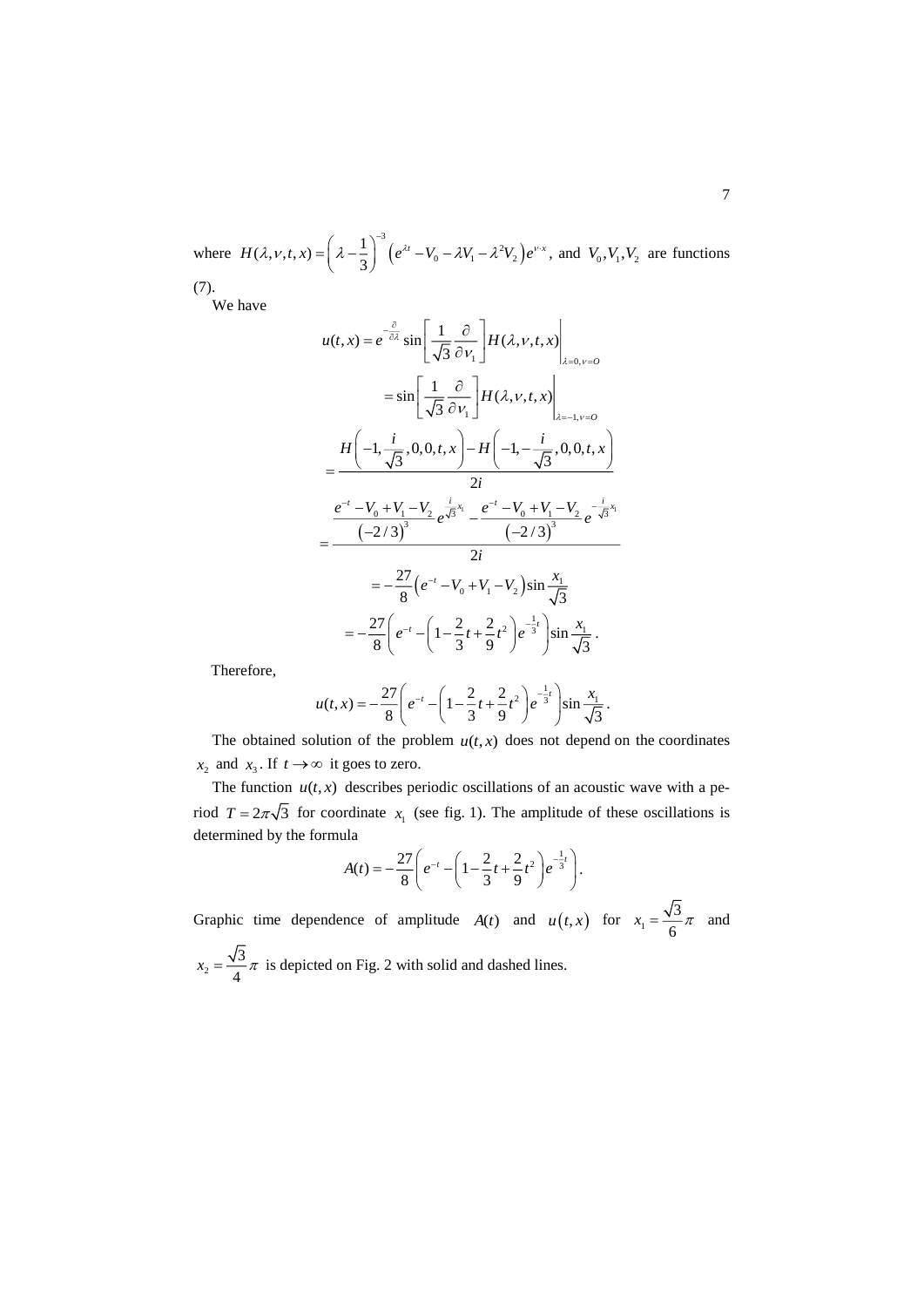where $H(\lambda,\nu,t,x) = \left(\lambda - \frac{1}{3}\right)^{-3}\left(e^{\lambda t} - V_0 - \lambda V_1 - \lambda^2 V_2\right)e^{\nu\cdot x}$, and $V_0, V_1, V_2$ are functions (7).

We have

$$
\begin{aligned}
u(t,x) &= e^{-\frac{\partial}{\partial\lambda}} \sin\left[\frac{1}{\sqrt{3}}\frac{\partial}{\partial\nu_1}\right] H(\lambda,\nu,t,x)\Bigg|_{\lambda=0,\nu=O} \\
&= \sin\left[\frac{1}{\sqrt{3}}\frac{\partial}{\partial\nu_1}\right] H(\lambda,\nu,t,x)\Bigg|_{\lambda=-1,\nu=O} \\
&= \frac{H\left(-1,\frac{i}{\sqrt{3}},0,0,t,x\right) - H\left(-1,-\frac{i}{\sqrt{3}},0,0,t,x\right)}{2i} \\
&= \frac{\dfrac{e^{-t} - V_0 + V_1 - V_2}{\left(-2/3\right)^3} e^{\frac{i}{\sqrt{3}}x_1} - \dfrac{e^{-t} - V_0 + V_1 - V_2}{\left(-2/3\right)^3} e^{-\frac{i}{\sqrt{3}}x_1}}{2i} \\
&= -\frac{27}{8}\left(e^{-t} - V_0 + V_1 - V_2\right)\sin\frac{x_1}{\sqrt{3}} \\
&= -\frac{27}{8}\left(e^{-t} - \left(1 - \frac{2}{3}t + \frac{2}{9}t^2\right)e^{-\frac{1}{3}t}\right)\sin\frac{x_1}{\sqrt{3}}.
\end{aligned}
$$

Therefore,

$$
u(t,x) = -\frac{27}{8}\left(e^{-t} - \left(1 - \frac{2}{3}t + \frac{2}{9}t^2\right)e^{-\frac{1}{3}t}\right)\sin\frac{x_1}{\sqrt{3}}.
$$

The obtained solution of the problem $u(t,x)$ does not depend on the coordinates $x_2$ and $x_3$. If $t \to \infty$ it goes to zero.

The function $u(t,x)$ describes periodic oscillations of an acoustic wave with a period $T = 2\pi\sqrt{3}$ for coordinate $x_1$ (see fig. 1). The amplitude of these oscillations is determined by the formula

$$
A(t) = -\frac{27}{8}\left(e^{-t} - \left(1 - \frac{2}{3}t + \frac{2}{9}t^2\right)e^{-\frac{1}{3}t}\right).
$$

Graphic time dependence of amplitude $A(t)$ and $u(t,x)$ for $x_1 = \frac{\sqrt{3}}{6}\pi$ and $x_2 = \frac{\sqrt{3}}{4}\pi$ is depicted on Fig. 2 with solid and dashed lines.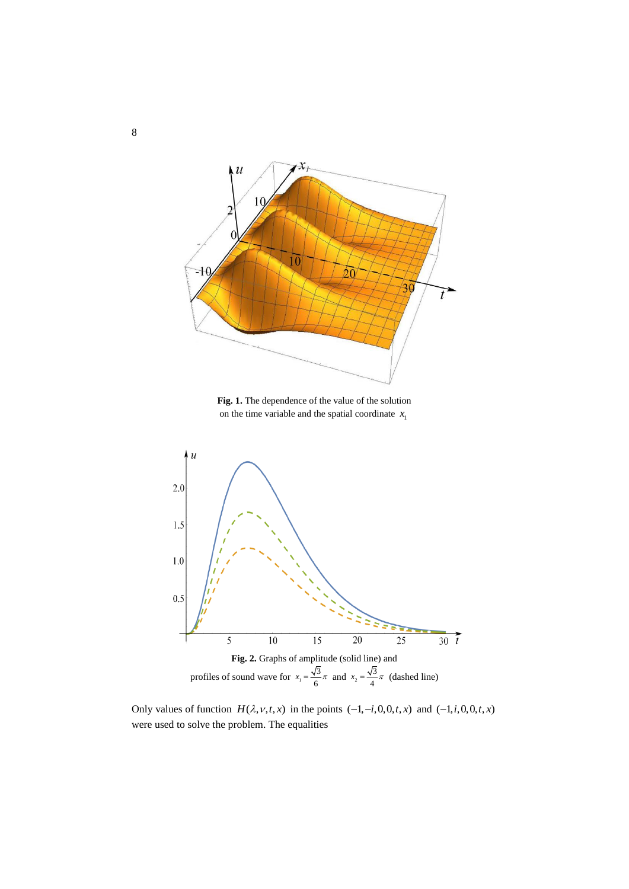**Fig. 1.** The dependence of the value of the solution on the time variable and the spatial coordinate $x_1$

**Fig. 2.** Graphs of amplitude (solid line) and profiles of sound wave for $x_1 = \frac{\sqrt{3}}{6}\pi$ and $x_2 = \frac{\sqrt{3}}{4}\pi$ (dashed line)

Only values of function $H(\lambda, \nu, t, x)$ in the points $(-1, -i, 0, 0, t, x)$ and $(-1, i, 0, 0, t, x)$ were used to solve the problem. The equalities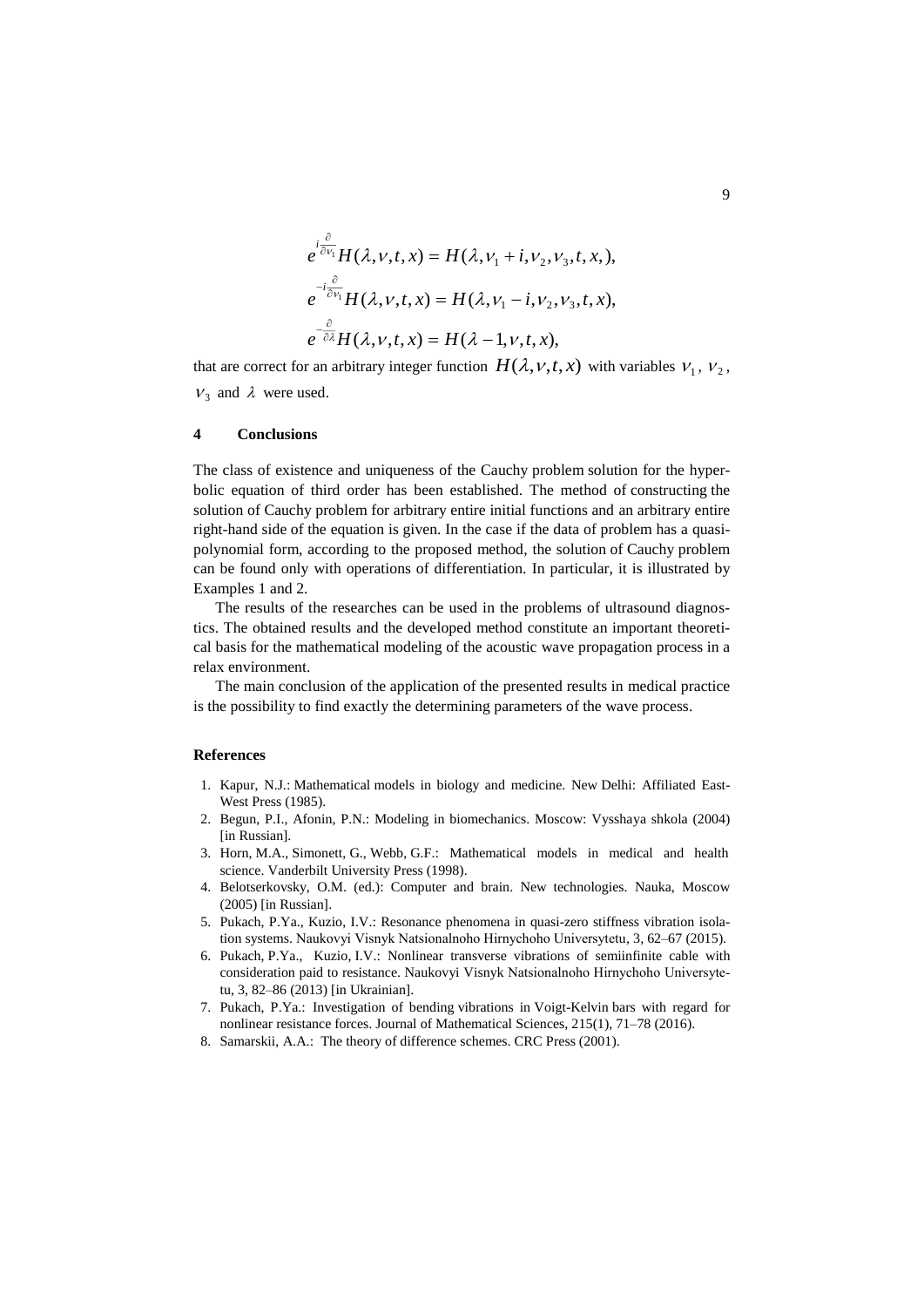$$e^{i\frac{\partial}{\partial \nu_1}} H(\lambda, \nu, t, x) = H(\lambda, \nu_1 + i, \nu_2, \nu_3, t, x,),$$

$$e^{-i\frac{\partial}{\partial \nu_1}} H(\lambda, \nu, t, x) = H(\lambda, \nu_1 - i, \nu_2, \nu_3, t, x),$$

$$e^{-\frac{\partial}{\partial \lambda}} H(\lambda, \nu, t, x) = H(\lambda - 1, \nu, t, x),$$

that are correct for an arbitrary integer function $H(\lambda, \nu, t, x)$ with variables $\nu_1$, $\nu_2$, $\nu_3$ and $\lambda$ were used.

## 4 Conclusions

The class of existence and uniqueness of the Cauchy problem solution for the hyperbolic equation of third order has been established. The method of constructing the solution of Cauchy problem for arbitrary entire initial functions and an arbitrary entire right-hand side of the equation is given. In the case if the data of problem has a quasi-polynomial form, according to the proposed method, the solution of Cauchy problem can be found only with operations of differentiation. In particular, it is illustrated by Examples 1 and 2.

The results of the researches can be used in the problems of ultrasound diagnostics. The obtained results and the developed method constitute an important theoretical basis for the mathematical modeling of the acoustic wave propagation process in a relax environment.

The main conclusion of the application of the presented results in medical practice is the possibility to find exactly the determining parameters of the wave process.

### References

1. Kapur, N.J.: Mathematical models in biology and medicine. New Delhi: Affiliated East-West Press (1985).
2. Begun, P.I., Afonin, P.N.: Modeling in biomechanics. Moscow: Vysshaya shkola (2004) [in Russian].
3. Horn, M.A., Simonett, G., Webb, G.F.: Mathematical models in medical and health science. Vanderbilt University Press (1998).
4. Belotserkovsky, O.M. (ed.): Computer and brain. New technologies. Nauka, Moscow (2005) [in Russian].
5. Pukach, P.Ya., Kuzio, I.V.: Resonance phenomena in quasi-zero stiffness vibration isolation systems. Naukovyi Visnyk Natsionalnoho Hirnychoho Universytetu, 3, 62–67 (2015).
6. Pukach, P.Ya., Kuzio, I.V.: Nonlinear transverse vibrations of semiinfinite cable with consideration paid to resistance. Naukovyi Visnyk Natsionalnoho Hirnychoho Universytetu, 3, 82–86 (2013) [in Ukrainian].
7. Pukach, P.Ya.: Investigation of bending vibrations in Voigt-Kelvin bars with regard for nonlinear resistance forces. Journal of Mathematical Sciences, 215(1), 71–78 (2016).
8. Samarskii, A.A.: The theory of difference schemes. CRC Press (2001).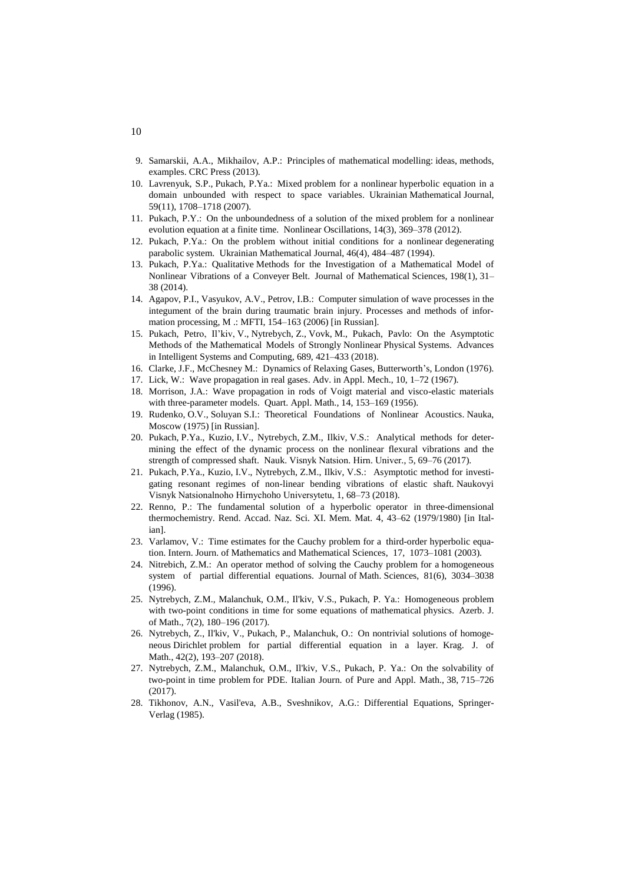9. Samarskii, A.A., Mikhailov, A.P.: Principles of mathematical modelling: ideas, methods, examples. CRC Press (2013).
10. Lavrenyuk, S.P., Pukach, P.Ya.: Mixed problem for a nonlinear hyperbolic equation in a domain unbounded with respect to space variables. Ukrainian Mathematical Journal, 59(11), 1708–1718 (2007).
11. Pukach, P.Y.: On the unboundedness of a solution of the mixed problem for a nonlinear evolution equation at a finite time. Nonlinear Oscillations, 14(3), 369–378 (2012).
12. Pukach, P.Ya.: On the problem without initial conditions for a nonlinear degenerating parabolic system. Ukrainian Mathematical Journal, 46(4), 484–487 (1994).
13. Pukach, P.Ya.: Qualitative Methods for the Investigation of a Mathematical Model of Nonlinear Vibrations of a Conveyer Belt. Journal of Mathematical Sciences, 198(1), 31–38 (2014).
14. Agapov, P.I., Vasyukov, A.V., Petrov, I.B.: Computer simulation of wave processes in the integument of the brain during traumatic brain injury. Processes and methods of information processing, M .: MFTI, 154–163 (2006) [in Russian].
15. Pukach, Petro, Il'kiv, V., Nytrebych, Z., Vovk, M., Pukach, Pavlo: On the Asymptotic Methods of the Mathematical Models of Strongly Nonlinear Physical Systems. Advances in Intelligent Systems and Computing, 689, 421–433 (2018).
16. Clarke, J.F., McChesney M.: Dynamics of Relaxing Gases, Butterworth's, London (1976).
17. Lick, W.: Wave propagation in real gases. Adv. in Appl. Mech., 10, 1–72 (1967).
18. Morrison, J.A.: Wave propagation in rods of Voigt material and visco-elastic materials with three-parameter models. Quart. Appl. Math., 14, 153–169 (1956).
19. Rudenko, O.V., Soluyan S.I.: Theoretical Foundations of Nonlinear Acoustics. Nauka, Moscow (1975) [in Russian].
20. Pukach, P.Ya., Kuzio, I.V., Nytrebych, Z.M., Ilkiv, V.S.: Analytical methods for determining the effect of the dynamic process on the nonlinear flexural vibrations and the strength of compressed shaft. Nauk. Visnyk Natsion. Hirn. Univer., 5, 69–76 (2017).
21. Pukach, P.Ya., Kuzio, I.V., Nytrebych, Z.M., Ilkiv, V.S.: Asymptotic method for investigating resonant regimes of non-linear bending vibrations of elastic shaft. Naukovyi Visnyk Natsionalnoho Hirnychoho Universytetu, 1, 68–73 (2018).
22. Renno, P.: The fundamental solution of a hyperbolic operator in three-dimensional thermochemistry. Rend. Accad. Naz. Sci. XI. Mem. Mat. 4, 43–62 (1979/1980) [in Italian].
23. Varlamov, V.: Time estimates for the Cauchy problem for a third-order hyperbolic equation. Intern. Journ. of Mathematics and Mathematical Sciences, 17, 1073–1081 (2003).
24. Nitrebich, Z.M.: An operator method of solving the Cauchy problem for a homogeneous system of partial differential equations. Journal of Math. Sciences, 81(6), 3034–3038 (1996).
25. Nytrebych, Z.M., Malanchuk, O.M., Il'kiv, V.S., Pukach, P. Ya.: Homogeneous problem with two-point conditions in time for some equations of mathematical physics. Azerb. J. of Math., 7(2), 180–196 (2017).
26. Nytrebych, Z., Il'kiv, V., Pukach, P., Malanchuk, O.: On nontrivial solutions of homogeneous Dirichlet problem for partial differential equation in a layer. Krag. J. of Math., 42(2), 193–207 (2018).
27. Nytrebych, Z.M., Malanchuk, O.M., Il'kiv, V.S., Pukach, P. Ya.: On the solvability of two-point in time problem for PDE. Italian Journ. of Pure and Appl. Math., 38, 715–726 (2017).
28. Tikhonov, A.N., Vasil'eva, A.B., Sveshnikov, A.G.: Differential Equations, Springer-Verlag (1985).